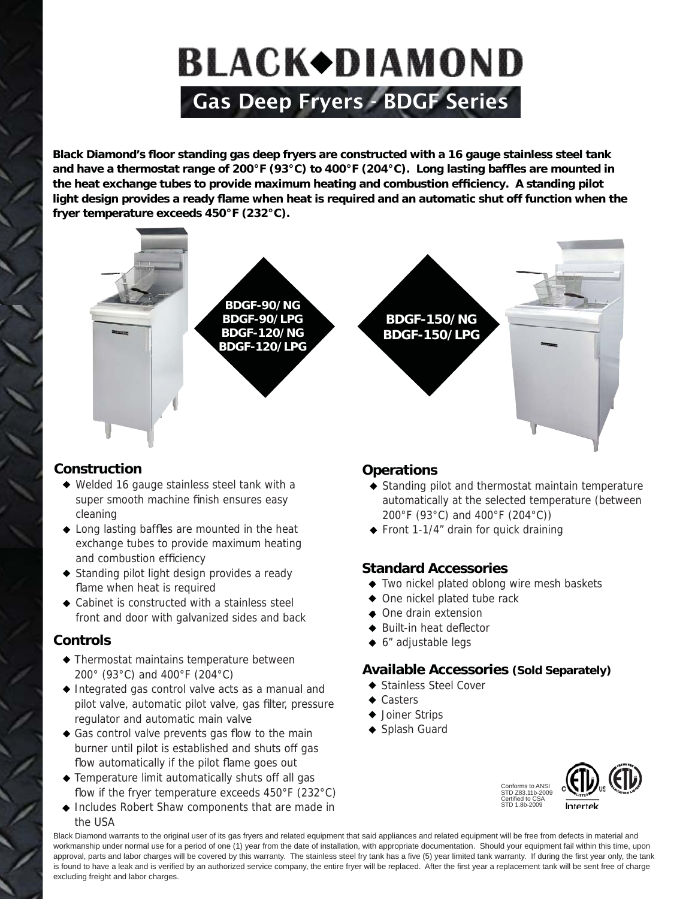# BLACK◆DIAMOND

## Gas Deep Fryers - BDGF Series

**Black Diamond's floor standing gas deep fryers are constructed with a 16 gauge stainless steel tank and have a thermostat range of 200°F (93°C) to 400°F (204°C). Long lasting baffles are mounted in the heat exchange tubes to provide maximum heating and combustion efficiency. A standing pilot light design provides a ready flame when heat is required and an automatic shut off function when the fryer temperature exceeds 450°F (232°C).**

**BDGF-90/NG**
**BDGF-90/LPG**
**BDGF-120/NG**
**BDGF-120/LPG**

**BDGF-150/NG**
**BDGF-150/LPG**

### Construction

- ◆ Welded 16 gauge stainless steel tank with a super smooth machine finish ensures easy cleaning
- ◆ Long lasting baffles are mounted in the heat exchange tubes to provide maximum heating and combustion efficiency
- ◆ Standing pilot light design provides a ready flame when heat is required
- ◆ Cabinet is constructed with a stainless steel front and door with galvanized sides and back

### Controls

- ◆ Thermostat maintains temperature between 200° (93°C) and 400°F (204°C)
- ◆ Integrated gas control valve acts as a manual and pilot valve, automatic pilot valve, gas filter, pressure regulator and automatic main valve
- ◆ Gas control valve prevents gas flow to the main burner until pilot is established and shuts off gas flow automatically if the pilot flame goes out
- ◆ Temperature limit automatically shuts off all gas flow if the fryer temperature exceeds 450°F (232°C)
- ◆ Includes Robert Shaw components that are made in the USA

### Operations

- ◆ Standing pilot and thermostat maintain temperature automatically at the selected temperature (between 200°F (93°C) and 400°F (204°C))
- ◆ Front 1-1/4" drain for quick draining

### Standard Accessories

- ◆ Two nickel plated oblong wire mesh baskets
- ◆ One nickel plated tube rack
- ◆ One drain extension
- ◆ Built-in heat deflector
- ◆ 6" adjustable legs

### Available Accessories (Sold Separately)

- ◆ Stainless Steel Cover
- ◆ Casters
- ◆ Joiner Strips
- ◆ Splash Guard

Conforms to ANSI STD Z83.11b-2009
Certified to CSA STD 1.8b-2009

Intertek

Black Diamond warrants to the original user of its gas fryers and related equipment that said appliances and related equipment will be free from defects in material and workmanship under normal use for a period of one (1) year from the date of installation, with appropriate documentation. Should your equipment fail within this time, upon approval, parts and labor charges will be covered by this warranty. The stainless steel fry tank has a five (5) year limited tank warranty. If during the first year only, the tank is found to have a leak and is verified by an authorized service company, the entire fryer will be replaced. After the first year a replacement tank will be sent free of charge excluding freight and labor charges.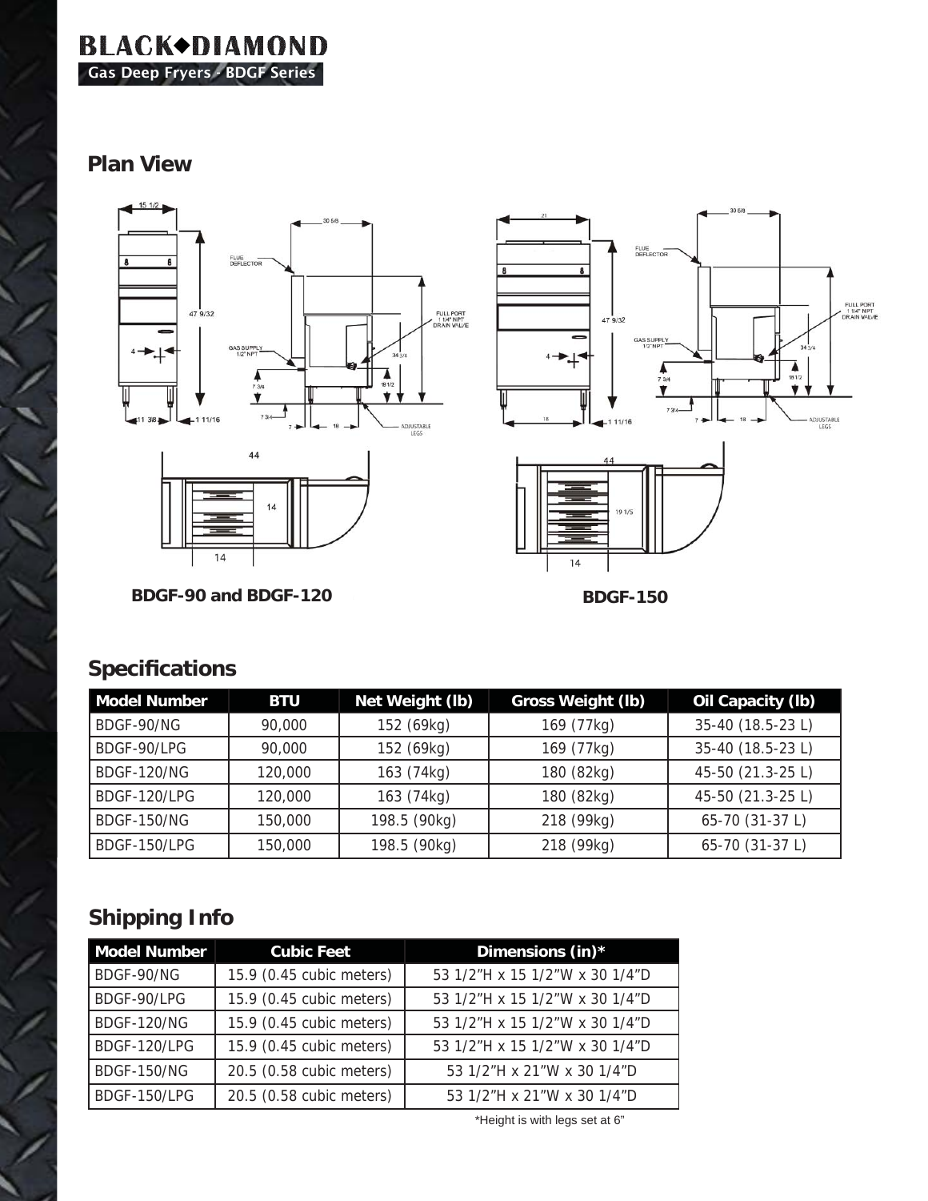# BLACK◆DIAMOND

Gas Deep Fryers - BDGF Series

## Plan View

15 1/2
47 9/32
4
11 3/8
1 11/16
30 5/8
FLUE DEFLECTOR
GAS SUPPLY 1/2" NPT
7 3/4
7 3/4
7
18
FULL PORT 1 1/4" NPT DRAIN VALVE
34 3/4
18 1/2
ADJUSTABLE LEGS
44
14
14

BDGF-90 and BDGF-120

21
47 9/32
4
18
1 11/16
30 5/8
FLUE DEFLECTOR
GAS SUPPLY 1/2" NPT
7 3/4
7 3/4
7
18
FULL PORT 1 1/4" NPT DRAIN VALVE
34 3/4
18 1/2
ADJUSTABLE LEGS
44
19 1/5
14

BDGF-150

## Specifications

| Model Number | BTU | Net Weight (lb) | Gross Weight (lb) | Oil Capacity (lb) |
|---|---|---|---|---|
| BDGF-90/NG | 90,000 | 152 (69kg) | 169 (77kg) | 35-40 (18.5-23 L) |
| BDGF-90/LPG | 90,000 | 152 (69kg) | 169 (77kg) | 35-40 (18.5-23 L) |
| BDGF-120/NG | 120,000 | 163 (74kg) | 180 (82kg) | 45-50 (21.3-25 L) |
| BDGF-120/LPG | 120,000 | 163 (74kg) | 180 (82kg) | 45-50 (21.3-25 L) |
| BDGF-150/NG | 150,000 | 198.5 (90kg) | 218 (99kg) | 65-70 (31-37 L) |
| BDGF-150/LPG | 150,000 | 198.5 (90kg) | 218 (99kg) | 65-70 (31-37 L) |

## Shipping Info

| Model Number | Cubic Feet | Dimensions (in)* |
|---|---|---|
| BDGF-90/NG | 15.9 (0.45 cubic meters) | 53 1/2"H x 15 1/2"W x 30 1/4"D |
| BDGF-90/LPG | 15.9 (0.45 cubic meters) | 53 1/2"H x 15 1/2"W x 30 1/4"D |
| BDGF-120/NG | 15.9 (0.45 cubic meters) | 53 1/2"H x 15 1/2"W x 30 1/4"D |
| BDGF-120/LPG | 15.9 (0.45 cubic meters) | 53 1/2"H x 15 1/2"W x 30 1/4"D |
| BDGF-150/NG | 20.5 (0.58 cubic meters) | 53 1/2"H x 21"W x 30 1/4"D |
| BDGF-150/LPG | 20.5 (0.58 cubic meters) | 53 1/2"H x 21"W x 30 1/4"D |

*Height is with legs set at 6"